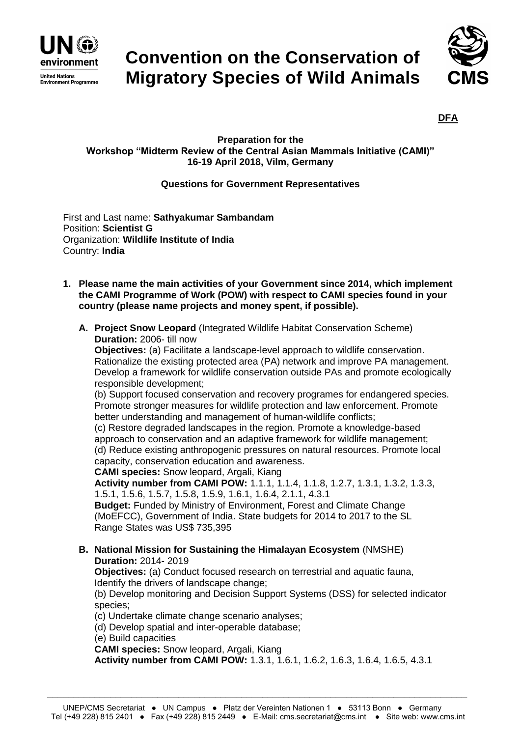# Convention on the Conservation of Migratory Species of Wild Animals

**DFA**

**Preparation for the**
**Workshop "Midterm Review of the Central Asian Mammals Initiative (CAMI)"**
**16-19 April 2018, Vilm, Germany**

**Questions for Government Representatives**

First and Last name: **Sathyakumar Sambandam**
Position: **Scientist G**
Organization: **Wildlife Institute of India**
Country: **India**

1. **Please name the main activities of your Government since 2014, which implement the CAMI Programme of Work (POW) with respect to CAMI species found in your country (please name projects and money spent, if possible).**

   A. **Project Snow Leopard** (Integrated Wildlife Habitat Conservation Scheme)
   **Duration:** 2006- till now
   **Objectives:** (a) Facilitate a landscape-level approach to wildlife conservation. Rationalize the existing protected area (PA) network and improve PA management. Develop a framework for wildlife conservation outside PAs and promote ecologically responsible development;
   (b) Support focused conservation and recovery programes for endangered species. Promote stronger measures for wildlife protection and law enforcement. Promote better understanding and management of human-wildlife conflicts;
   (c) Restore degraded landscapes in the region. Promote a knowledge-based approach to conservation and an adaptive framework for wildlife management;
   (d) Reduce existing anthropogenic pressures on natural resources. Promote local capacity, conservation education and awareness.
   **CAMI species:** Snow leopard, Argali, Kiang
   **Activity number from CAMI POW:** 1.1.1, 1.1.4, 1.1.8, 1.2.7, 1.3.1, 1.3.2, 1.3.3, 1.5.1, 1.5.6, 1.5.7, 1.5.8, 1.5.9, 1.6.1, 1.6.4, 2.1.1, 4.3.1
   **Budget:** Funded by Ministry of Environment, Forest and Climate Change (MoEFCC), Government of India. State budgets for 2014 to 2017 to the SL Range States was US$ 735,395

   B. **National Mission for Sustaining the Himalayan Ecosystem** (NMSHE)
   **Duration:** 2014- 2019
   **Objectives:** (a) Conduct focused research on terrestrial and aquatic fauna, Identify the drivers of landscape change;
   (b) Develop monitoring and Decision Support Systems (DSS) for selected indicator species;
   (c) Undertake climate change scenario analyses;
   (d) Develop spatial and inter-operable database;
   (e) Build capacities
   **CAMI species:** Snow leopard, Argali, Kiang
   **Activity number from CAMI POW:** 1.3.1, 1.6.1, 1.6.2, 1.6.3, 1.6.4, 1.6.5, 4.3.1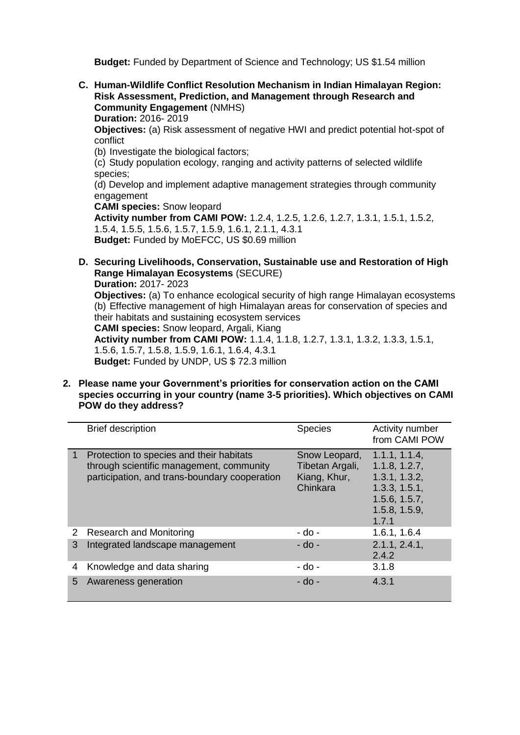**Budget:** Funded by Department of Science and Technology; US $1.54 million

C. **Human-Wildlife Conflict Resolution Mechanism in Indian Himalayan Region: Risk Assessment, Prediction, and Management through Research and Community Engagement** (NMHS)
**Duration:** 2016- 2019
**Objectives:** (a) Risk assessment of negative HWI and predict potential hot-spot of conflict
(b) Investigate the biological factors;
(c) Study population ecology, ranging and activity patterns of selected wildlife species;
(d) Develop and implement adaptive management strategies through community engagement
**CAMI species:** Snow leopard
**Activity number from CAMI POW:** 1.2.4, 1.2.5, 1.2.6, 1.2.7, 1.3.1, 1.5.1, 1.5.2, 1.5.4, 1.5.5, 1.5.6, 1.5.7, 1.5.9, 1.6.1, 2.1.1, 4.3.1
**Budget:** Funded by MoEFCC, US $0.69 million

D. **Securing Livelihoods, Conservation, Sustainable use and Restoration of High Range Himalayan Ecosystems** (SECURE)
**Duration:** 2017- 2023
**Objectives:** (a) To enhance ecological security of high range Himalayan ecosystems
(b) Effective management of high Himalayan areas for conservation of species and their habitats and sustaining ecosystem services
**CAMI species:** Snow leopard, Argali, Kiang
**Activity number from CAMI POW:** 1.1.4, 1.1.8, 1.2.7, 1.3.1, 1.3.2, 1.3.3, 1.5.1, 1.5.6, 1.5.7, 1.5.8, 1.5.9, 1.6.1, 1.6.4, 4.3.1
**Budget:** Funded by UNDP, US $ 72.3 million

2. **Please name your Government's priorities for conservation action on the CAMI species occurring in your country (name 3-5 priorities). Which objectives on CAMI POW do they address?**

| | Brief description | Species | Activity number from CAMI POW |
|---|---|---|---|
| 1 | Protection to species and their habitats through scientific management, community participation, and trans-boundary cooperation | Snow Leopard, Tibetan Argali, Kiang, Khur, Chinkara | 1.1.1, 1.1.4, 1.1.8, 1.2.7, 1.3.1, 1.3.2, 1.3.3, 1.5.1, 1.5.6, 1.5.7, 1.5.8, 1.5.9, 1.7.1 |
| 2 | Research and Monitoring | - do - | 1.6.1, 1.6.4 |
| 3 | Integrated landscape management | - do - | 2.1.1, 2.4.1, 2.4.2 |
| 4 | Knowledge and data sharing | - do - | 3.1.8 |
| 5 | Awareness generation | - do - | 4.3.1 |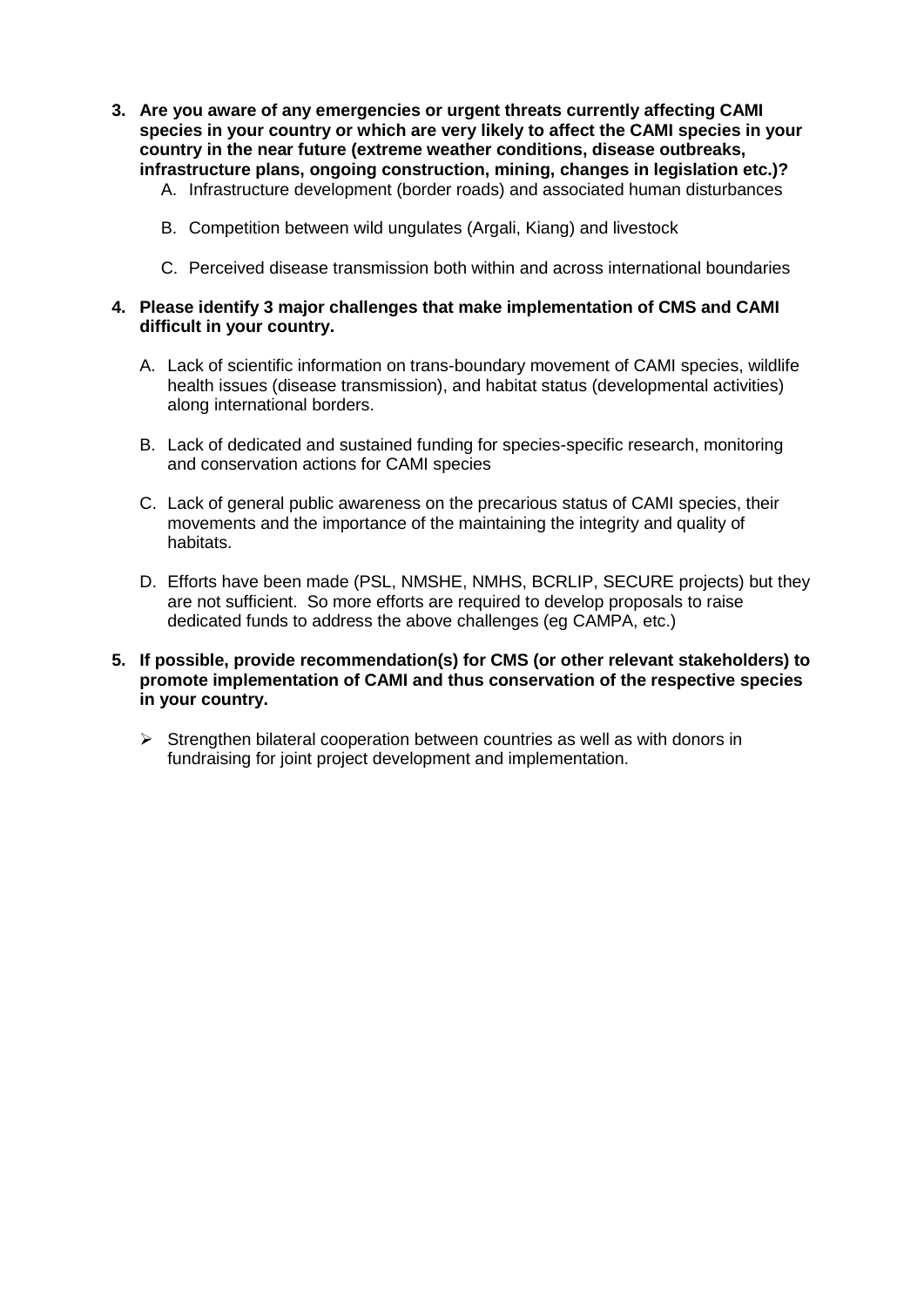**3. Are you aware of any emergencies or urgent threats currently affecting CAMI species in your country or which are very likely to affect the CAMI species in your country in the near future (extreme weather conditions, disease outbreaks, infrastructure plans, ongoing construction, mining, changes in legislation etc.)?**

A. Infrastructure development (border roads) and associated human disturbances

B. Competition between wild ungulates (Argali, Kiang) and livestock

C. Perceived disease transmission both within and across international boundaries

**4. Please identify 3 major challenges that make implementation of CMS and CAMI difficult in your country.**

A. Lack of scientific information on trans-boundary movement of CAMI species, wildlife health issues (disease transmission), and habitat status (developmental activities) along international borders.

B. Lack of dedicated and sustained funding for species-specific research, monitoring and conservation actions for CAMI species

C. Lack of general public awareness on the precarious status of CAMI species, their movements and the importance of the maintaining the integrity and quality of habitats.

D. Efforts have been made (PSL, NMSHE, NMHS, BCRLIP, SECURE projects) but they are not sufficient. So more efforts are required to develop proposals to raise dedicated funds to address the above challenges (eg CAMPA, etc.)

**5. If possible, provide recommendation(s) for CMS (or other relevant stakeholders) to promote implementation of CAMI and thus conservation of the respective species in your country.**

- Strengthen bilateral cooperation between countries as well as with donors in fundraising for joint project development and implementation.